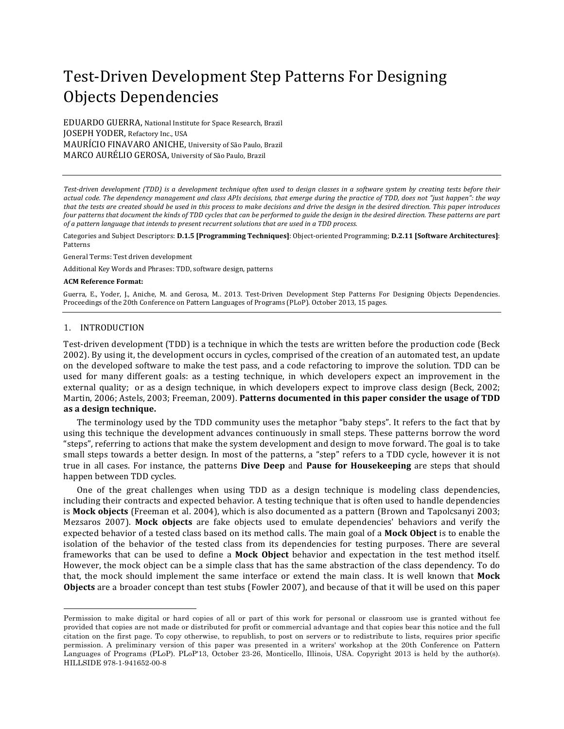# Test-Driven Development Step Patterns For Designing Objects Dependencies

EDUARDO GUERRA, National Institute for Space Research, Brazil
JOSEPH YODER, Refactory Inc., USA
MAURÍCIO FINAVARO ANICHE, University of São Paulo, Brazil
MARCO AURÉLIO GEROSA, University of São Paulo, Brazil

*Test-driven development (TDD) is a development technique often used to design classes in a software system by creating tests before their actual code. The dependency management and class APIs decisions, that emerge during the practice of TDD, does not "just happen": the way that the tests are created should be used in this process to make decisions and drive the design in the desired direction. This paper introduces four patterns that document the kinds of TDD cycles that can be performed to guide the design in the desired direction. These patterns are part of a pattern language that intends to present recurrent solutions that are used in a TDD process.*

Categories and Subject Descriptors: **D.1.5 [Programming Techniques]**: Object-oriented Programming; **D.2.11 [Software Architectures]**: Patterns

General Terms: Test driven development

Additional Key Words and Phrases: TDD, software design, patterns

**ACM Reference Format:**

Guerra, E., Yoder, J., Aniche, M. and Gerosa, M.. 2013. Test-Driven Development Step Patterns For Designing Objects Dependencies. Proceedings of the 20th Conference on Pattern Languages of Programs (PLoP). October 2013, 15 pages.

## 1. INTRODUCTION

Test-driven development (TDD) is a technique in which the tests are written before the production code (Beck 2002). By using it, the development occurs in cycles, comprised of the creation of an automated test, an update on the developed software to make the test pass, and a code refactoring to improve the solution. TDD can be used for many different goals: as a testing technique, in which developers expect an improvement in the external quality; or as a design technique, in which developers expect to improve class design (Beck, 2002; Martin, 2006; Astels, 2003; Freeman, 2009). **Patterns documented in this paper consider the usage of TDD as a design technique.**

The terminology used by the TDD community uses the metaphor "baby steps". It refers to the fact that by using this technique the development advances continuously in small steps. These patterns borrow the word "steps", referring to actions that make the system development and design to move forward. The goal is to take small steps towards a better design. In most of the patterns, a "step" refers to a TDD cycle, however it is not true in all cases. For instance, the patterns **Dive Deep** and **Pause for Housekeeping** are steps that should happen between TDD cycles.

One of the great challenges when using TDD as a design technique is modeling class dependencies, including their contracts and expected behavior. A testing technique that is often used to handle dependencies is **Mock objects** (Freeman et al. 2004), which is also documented as a pattern (Brown and Tapolcsanyi 2003; Mezsaros 2007). **Mock objects** are fake objects used to emulate dependencies' behaviors and verify the expected behavior of a tested class based on its method calls. The main goal of a **Mock Object** is to enable the isolation of the behavior of the tested class from its dependencies for testing purposes. There are several frameworks that can be used to define a **Mock Object** behavior and expectation in the test method itself. However, the mock object can be a simple class that has the same abstraction of the class dependency. To do that, the mock should implement the same interface or extend the main class. It is well known that **Mock Objects** are a broader concept than test stubs (Fowler 2007), and because of that it will be used on this paper

---

Permission to make digital or hard copies of all or part of this work for personal or classroom use is granted without fee provided that copies are not made or distributed for profit or commercial advantage and that copies bear this notice and the full citation on the first page. To copy otherwise, to republish, to post on servers or to redistribute to lists, requires prior specific permission. A preliminary version of this paper was presented in a writers' workshop at the 20th Conference on Pattern Languages of Programs (PLoP). PLoP'13, October 23-26, Monticello, Illinois, USA. Copyright 2013 is held by the author(s). HILLSIDE 978-1-941652-00-8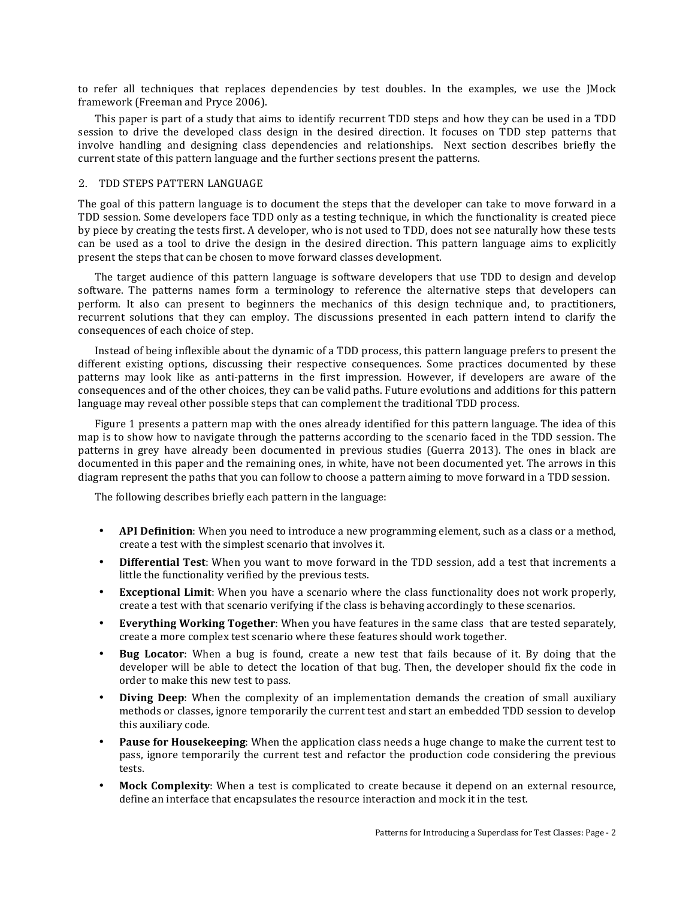to refer all techniques that replaces dependencies by test doubles. In the examples, we use the JMock framework (Freeman and Pryce 2006).

This paper is part of a study that aims to identify recurrent TDD steps and how they can be used in a TDD session to drive the developed class design in the desired direction. It focuses on TDD step patterns that involve handling and designing class dependencies and relationships. Next section describes briefly the current state of this pattern language and the further sections present the patterns.

## 2. TDD STEPS PATTERN LANGUAGE

The goal of this pattern language is to document the steps that the developer can take to move forward in a TDD session. Some developers face TDD only as a testing technique, in which the functionality is created piece by piece by creating the tests first. A developer, who is not used to TDD, does not see naturally how these tests can be used as a tool to drive the design in the desired direction. This pattern language aims to explicitly present the steps that can be chosen to move forward classes development.

The target audience of this pattern language is software developers that use TDD to design and develop software. The patterns names form a terminology to reference the alternative steps that developers can perform. It also can present to beginners the mechanics of this design technique and, to practitioners, recurrent solutions that they can employ. The discussions presented in each pattern intend to clarify the consequences of each choice of step.

Instead of being inflexible about the dynamic of a TDD process, this pattern language prefers to present the different existing options, discussing their respective consequences. Some practices documented by these patterns may look like as anti-patterns in the first impression. However, if developers are aware of the consequences and of the other choices, they can be valid paths. Future evolutions and additions for this pattern language may reveal other possible steps that can complement the traditional TDD process.

Figure 1 presents a pattern map with the ones already identified for this pattern language. The idea of this map is to show how to navigate through the patterns according to the scenario faced in the TDD session. The patterns in grey have already been documented in previous studies (Guerra 2013). The ones in black are documented in this paper and the remaining ones, in white, have not been documented yet. The arrows in this diagram represent the paths that you can follow to choose a pattern aiming to move forward in a TDD session.

The following describes briefly each pattern in the language:

- **API Definition**: When you need to introduce a new programming element, such as a class or a method, create a test with the simplest scenario that involves it.
- **Differential Test**: When you want to move forward in the TDD session, add a test that increments a little the functionality verified by the previous tests.
- **Exceptional Limit**: When you have a scenario where the class functionality does not work properly, create a test with that scenario verifying if the class is behaving accordingly to these scenarios.
- **Everything Working Together**: When you have features in the same class that are tested separately, create a more complex test scenario where these features should work together.
- **Bug Locator**: When a bug is found, create a new test that fails because of it. By doing that the developer will be able to detect the location of that bug. Then, the developer should fix the code in order to make this new test to pass.
- **Diving Deep**: When the complexity of an implementation demands the creation of small auxiliary methods or classes, ignore temporarily the current test and start an embedded TDD session to develop this auxiliary code.
- **Pause for Housekeeping**: When the application class needs a huge change to make the current test to pass, ignore temporarily the current test and refactor the production code considering the previous tests.
- **Mock Complexity**: When a test is complicated to create because it depend on an external resource, define an interface that encapsulates the resource interaction and mock it in the test.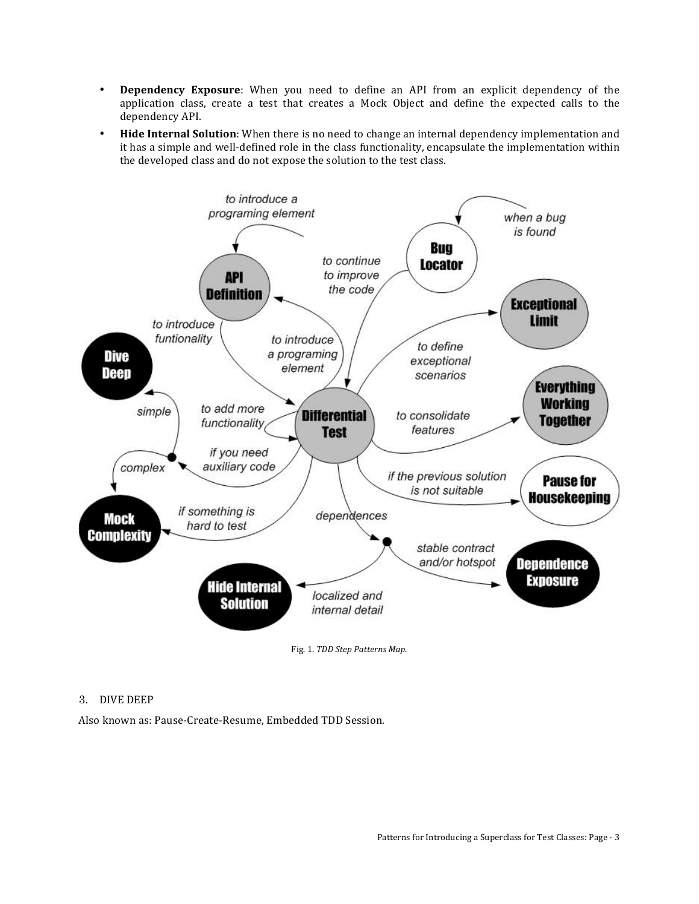- **Dependency Exposure**: When you need to define an API from an explicit dependency of the application class, create a test that creates a Mock Object and define the expected calls to the dependency API.
- **Hide Internal Solution**: When there is no need to change an internal dependency implementation and it has a simple and well-defined role in the class functionality, encapsulate the implementation within the developed class and do not expose the solution to the test class.

Fig. 1. *TDD Step Patterns Map.*

## 3. DIVE DEEP

Also known as: Pause-Create-Resume, Embedded TDD Session.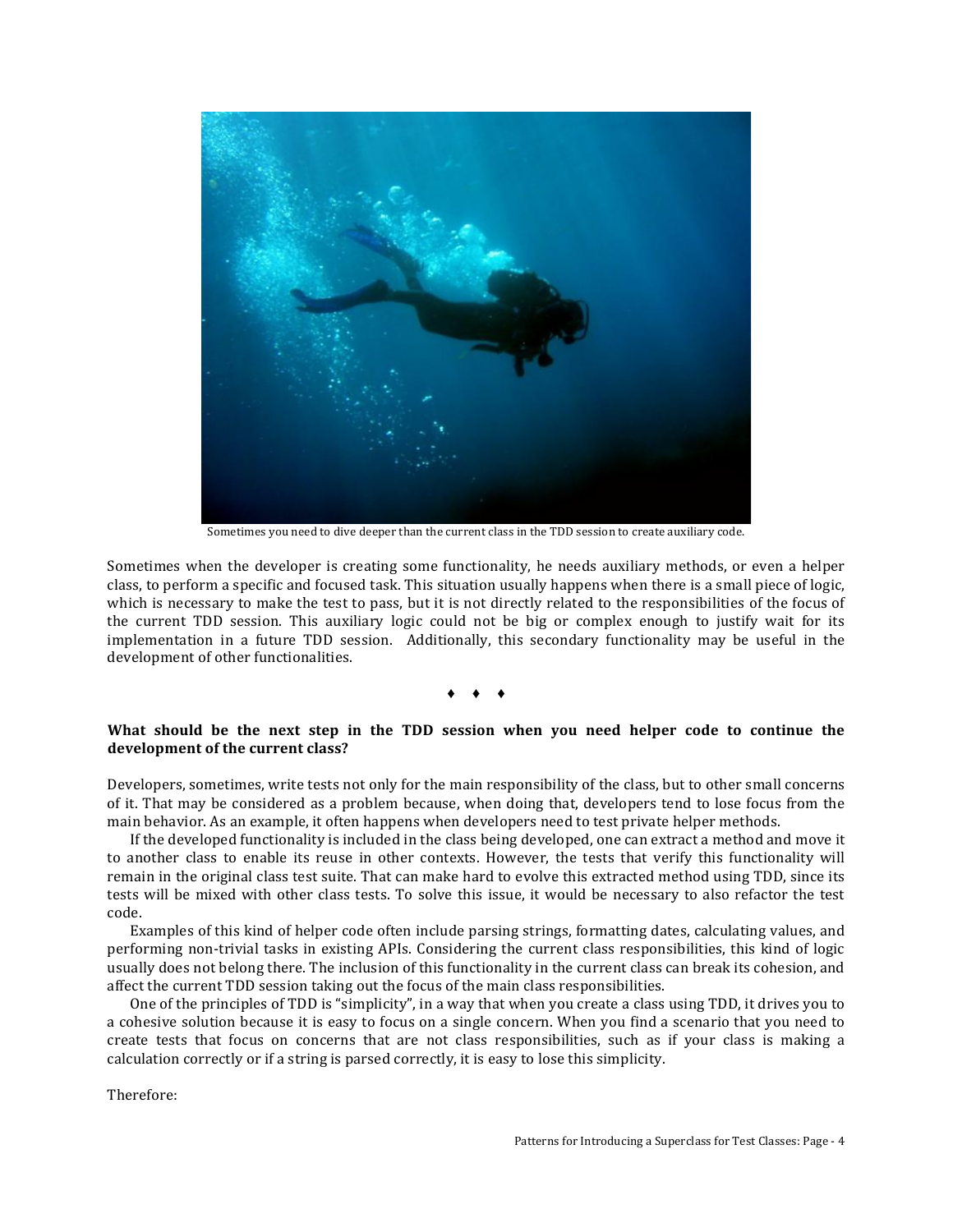Sometimes you need to dive deeper than the current class in the TDD session to create auxiliary code.

Sometimes when the developer is creating some functionality, he needs auxiliary methods, or even a helper class, to perform a specific and focused task. This situation usually happens when there is a small piece of logic, which is necessary to make the test to pass, but it is not directly related to the responsibilities of the focus of the current TDD session. This auxiliary logic could not be big or complex enough to justify wait for its implementation in a future TDD session. Additionally, this secondary functionality may be useful in the development of other functionalities.

♦ ♦ ♦

**What should be the next step in the TDD session when you need helper code to continue the development of the current class?**

Developers, sometimes, write tests not only for the main responsibility of the class, but to other small concerns of it. That may be considered as a problem because, when doing that, developers tend to lose focus from the main behavior. As an example, it often happens when developers need to test private helper methods.

If the developed functionality is included in the class being developed, one can extract a method and move it to another class to enable its reuse in other contexts. However, the tests that verify this functionality will remain in the original class test suite. That can make hard to evolve this extracted method using TDD, since its tests will be mixed with other class tests. To solve this issue, it would be necessary to also refactor the test code.

Examples of this kind of helper code often include parsing strings, formatting dates, calculating values, and performing non-trivial tasks in existing APIs. Considering the current class responsibilities, this kind of logic usually does not belong there. The inclusion of this functionality in the current class can break its cohesion, and affect the current TDD session taking out the focus of the main class responsibilities.

One of the principles of TDD is "simplicity", in a way that when you create a class using TDD, it drives you to a cohesive solution because it is easy to focus on a single concern. When you find a scenario that you need to create tests that focus on concerns that are not class responsibilities, such as if your class is making a calculation correctly or if a string is parsed correctly, it is easy to lose this simplicity.

Therefore: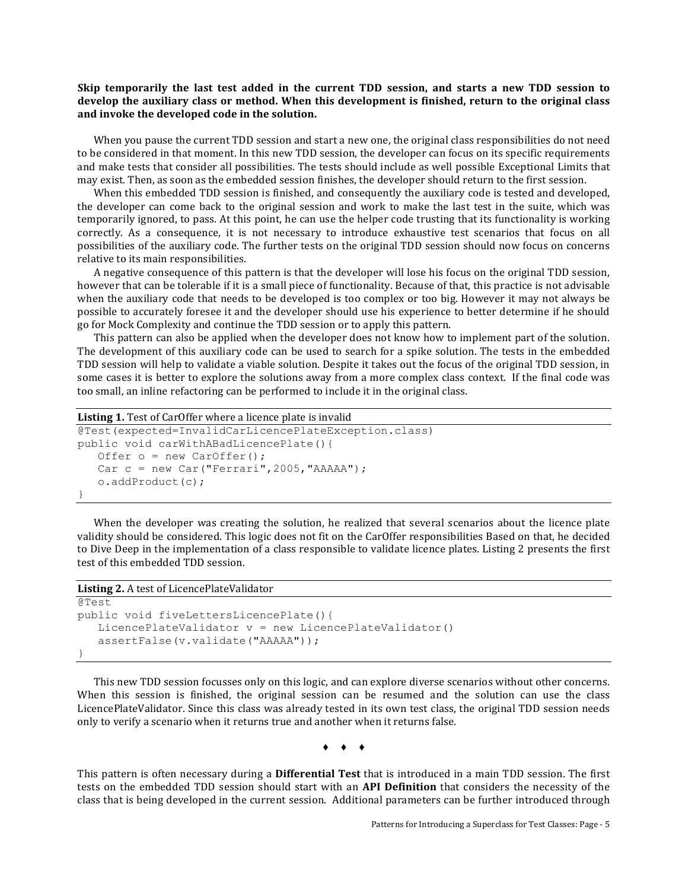**Skip temporarily the last test added in the current TDD session, and starts a new TDD session to develop the auxiliary class or method. When this development is finished, return to the original class and invoke the developed code in the solution.**

When you pause the current TDD session and start a new one, the original class responsibilities do not need to be considered in that moment. In this new TDD session, the developer can focus on its specific requirements and make tests that consider all possibilities. The tests should include as well possible Exceptional Limits that may exist. Then, as soon as the embedded session finishes, the developer should return to the first session.

When this embedded TDD session is finished, and consequently the auxiliary code is tested and developed, the developer can come back to the original session and work to make the last test in the suite, which was temporarily ignored, to pass. At this point, he can use the helper code trusting that its functionality is working correctly. As a consequence, it is not necessary to introduce exhaustive test scenarios that focus on all possibilities of the auxiliary code. The further tests on the original TDD session should now focus on concerns relative to its main responsibilities.

A negative consequence of this pattern is that the developer will lose his focus on the original TDD session, however that can be tolerable if it is a small piece of functionality. Because of that, this practice is not advisable when the auxiliary code that needs to be developed is too complex or too big. However it may not always be possible to accurately foresee it and the developer should use his experience to better determine if he should go for Mock Complexity and continue the TDD session or to apply this pattern.

This pattern can also be applied when the developer does not know how to implement part of the solution. The development of this auxiliary code can be used to search for a spike solution. The tests in the embedded TDD session will help to validate a viable solution. Despite it takes out the focus of the original TDD session, in some cases it is better to explore the solutions away from a more complex class context. If the final code was too small, an inline refactoring can be performed to include it in the original class.

**Listing 1.** Test of CarOffer where a licence plate is invalid

```
@Test(expected=InvalidCarLicencePlateException.class)
public void carWithABadLicencePlate(){
   Offer o = new CarOffer();
   Car c = new Car("Ferrari",2005,"AAAAA");
   o.addProduct(c);
}
```

When the developer was creating the solution, he realized that several scenarios about the licence plate validity should be considered. This logic does not fit on the CarOffer responsibilities Based on that, he decided to Dive Deep in the implementation of a class responsible to validate licence plates. Listing 2 presents the first test of this embedded TDD session.

**Listing 2.** A test of LicencePlateValidator

```
@Test
public void fiveLettersLicencePlate(){
   LicencePlateValidator v = new LicencePlateValidator()
   assertFalse(v.validate("AAAAA"));
}
```

This new TDD session focusses only on this logic, and can explore diverse scenarios without other concerns. When this session is finished, the original session can be resumed and the solution can use the class LicencePlateValidator. Since this class was already tested in its own test class, the original TDD session needs only to verify a scenario when it returns true and another when it returns false.

♦ ♦ ♦

This pattern is often necessary during a **Differential Test** that is introduced in a main TDD session. The first tests on the embedded TDD session should start with an **API Definition** that considers the necessity of the class that is being developed in the current session. Additional parameters can be further introduced through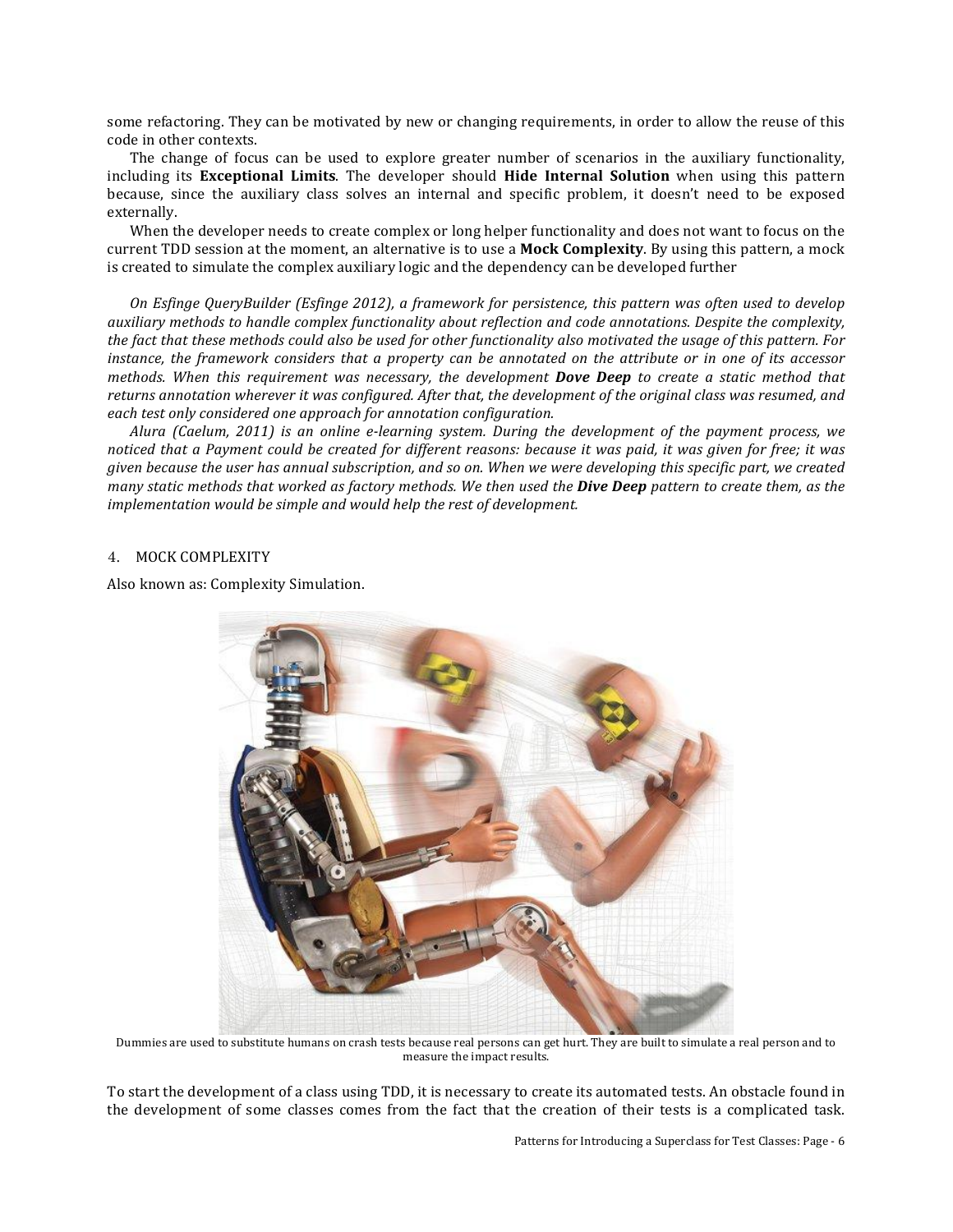some refactoring. They can be motivated by new or changing requirements, in order to allow the reuse of this code in other contexts.

The change of focus can be used to explore greater number of scenarios in the auxiliary functionality, including its **Exceptional Limits**. The developer should **Hide Internal Solution** when using this pattern because, since the auxiliary class solves an internal and specific problem, it doesn't need to be exposed externally.

When the developer needs to create complex or long helper functionality and does not want to focus on the current TDD session at the moment, an alternative is to use a **Mock Complexity**. By using this pattern, a mock is created to simulate the complex auxiliary logic and the dependency can be developed further

*On Esfinge QueryBuilder (Esfinge 2012), a framework for persistence, this pattern was often used to develop auxiliary methods to handle complex functionality about reflection and code annotations. Despite the complexity, the fact that these methods could also be used for other functionality also motivated the usage of this pattern. For instance, the framework considers that a property can be annotated on the attribute or in one of its accessor methods. When this requirement was necessary, the development* ***Dove Deep*** *to create a static method that returns annotation wherever it was configured. After that, the development of the original class was resumed, and each test only considered one approach for annotation configuration.*

*Alura (Caelum, 2011) is an online e-learning system. During the development of the payment process, we noticed that a Payment could be created for different reasons: because it was paid, it was given for free; it was given because the user has annual subscription, and so on. When we were developing this specific part, we created many static methods that worked as factory methods. We then used the* ***Dive Deep*** *pattern to create them, as the implementation would be simple and would help the rest of development.*

## 4. MOCK COMPLEXITY

Also known as: Complexity Simulation.

Dummies are used to substitute humans on crash tests because real persons can get hurt. They are built to simulate a real person and to measure the impact results.

To start the development of a class using TDD, it is necessary to create its automated tests. An obstacle found in the development of some classes comes from the fact that the creation of their tests is a complicated task.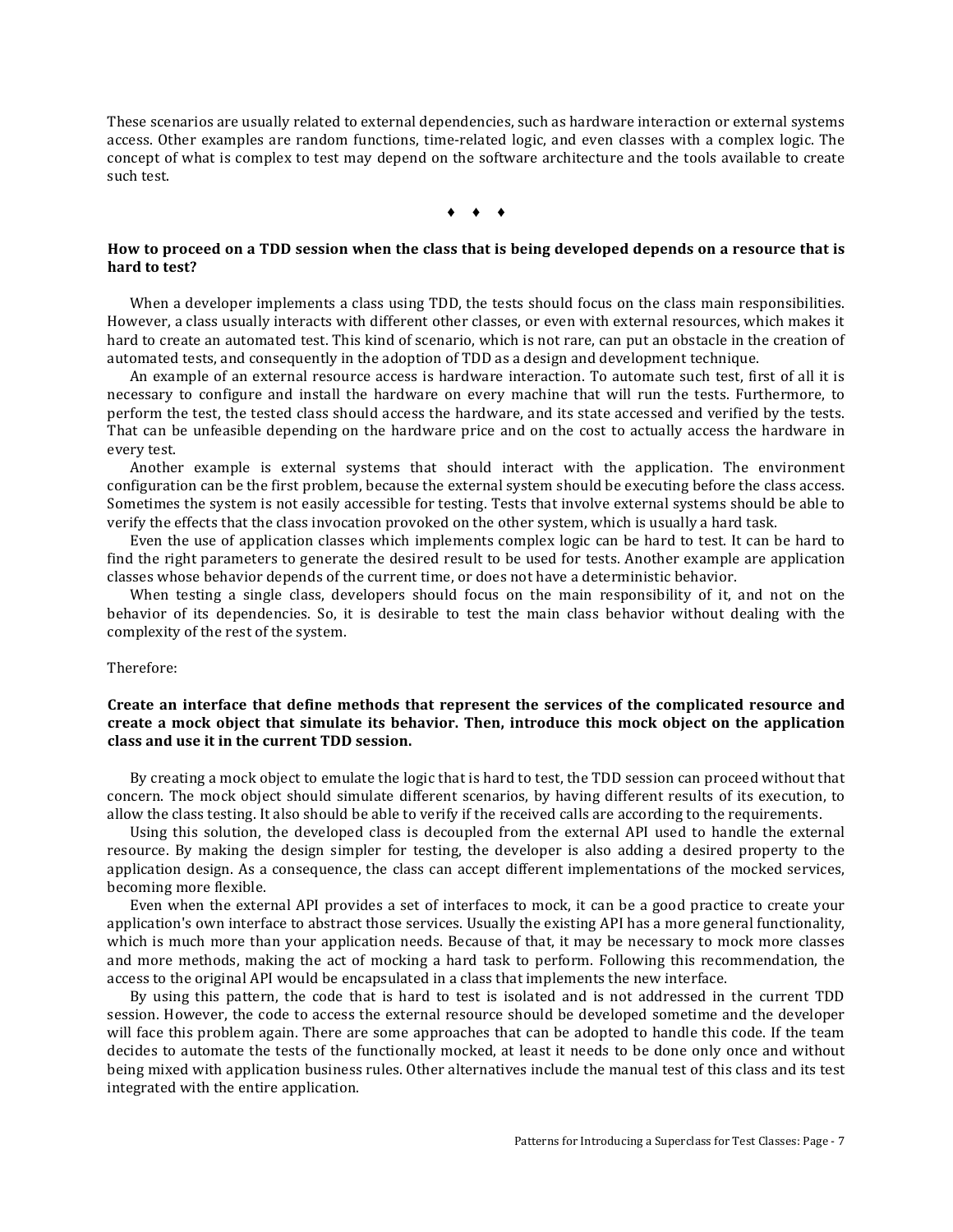These scenarios are usually related to external dependencies, such as hardware interaction or external systems access. Other examples are random functions, time-related logic, and even classes with a complex logic. The concept of what is complex to test may depend on the software architecture and the tools available to create such test.

♦ ♦ ♦

**How to proceed on a TDD session when the class that is being developed depends on a resource that is hard to test?**

When a developer implements a class using TDD, the tests should focus on the class main responsibilities. However, a class usually interacts with different other classes, or even with external resources, which makes it hard to create an automated test. This kind of scenario, which is not rare, can put an obstacle in the creation of automated tests, and consequently in the adoption of TDD as a design and development technique.

An example of an external resource access is hardware interaction. To automate such test, first of all it is necessary to configure and install the hardware on every machine that will run the tests. Furthermore, to perform the test, the tested class should access the hardware, and its state accessed and verified by the tests. That can be unfeasible depending on the hardware price and on the cost to actually access the hardware in every test.

Another example is external systems that should interact with the application. The environment configuration can be the first problem, because the external system should be executing before the class access. Sometimes the system is not easily accessible for testing. Tests that involve external systems should be able to verify the effects that the class invocation provoked on the other system, which is usually a hard task.

Even the use of application classes which implements complex logic can be hard to test. It can be hard to find the right parameters to generate the desired result to be used for tests. Another example are application classes whose behavior depends of the current time, or does not have a deterministic behavior.

When testing a single class, developers should focus on the main responsibility of it, and not on the behavior of its dependencies. So, it is desirable to test the main class behavior without dealing with the complexity of the rest of the system.

Therefore:

**Create an interface that define methods that represent the services of the complicated resource and create a mock object that simulate its behavior. Then, introduce this mock object on the application class and use it in the current TDD session.**

By creating a mock object to emulate the logic that is hard to test, the TDD session can proceed without that concern. The mock object should simulate different scenarios, by having different results of its execution, to allow the class testing. It also should be able to verify if the received calls are according to the requirements.

Using this solution, the developed class is decoupled from the external API used to handle the external resource. By making the design simpler for testing, the developer is also adding a desired property to the application design. As a consequence, the class can accept different implementations of the mocked services, becoming more flexible.

Even when the external API provides a set of interfaces to mock, it can be a good practice to create your application's own interface to abstract those services. Usually the existing API has a more general functionality, which is much more than your application needs. Because of that, it may be necessary to mock more classes and more methods, making the act of mocking a hard task to perform. Following this recommendation, the access to the original API would be encapsulated in a class that implements the new interface.

By using this pattern, the code that is hard to test is isolated and is not addressed in the current TDD session. However, the code to access the external resource should be developed sometime and the developer will face this problem again. There are some approaches that can be adopted to handle this code. If the team decides to automate the tests of the functionally mocked, at least it needs to be done only once and without being mixed with application business rules. Other alternatives include the manual test of this class and its test integrated with the entire application.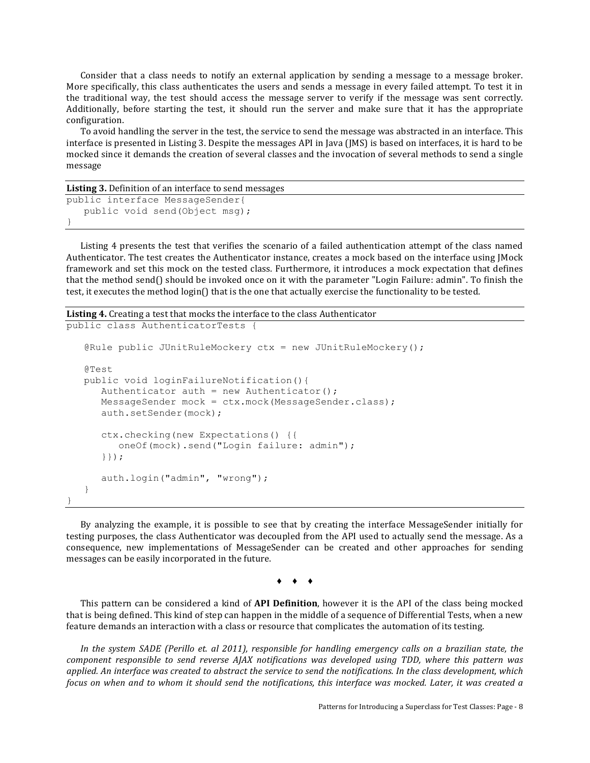Consider that a class needs to notify an external application by sending a message to a message broker. More specifically, this class authenticates the users and sends a message in every failed attempt. To test it in the traditional way, the test should access the message server to verify if the message was sent correctly. Additionally, before starting the test, it should run the server and make sure that it has the appropriate configuration.

To avoid handling the server in the test, the service to send the message was abstracted in an interface. This interface is presented in Listing 3. Despite the messages API in Java (JMS) is based on interfaces, it is hard to be mocked since it demands the creation of several classes and the invocation of several methods to send a single message

**Listing 3.** Definition of an interface to send messages

```
public interface MessageSender{
   public void send(Object msg);
}
```

Listing 4 presents the test that verifies the scenario of a failed authentication attempt of the class named Authenticator. The test creates the Authenticator instance, creates a mock based on the interface using JMock framework and set this mock on the tested class. Furthermore, it introduces a mock expectation that defines that the method send() should be invoked once on it with the parameter "Login Failure: admin". To finish the test, it executes the method login() that is the one that actually exercise the functionality to be tested.

**Listing 4.** Creating a test that mocks the interface to the class Authenticator

```
public class AuthenticatorTests {

   @Rule public JUnitRuleMockery ctx = new JUnitRuleMockery();

   @Test
   public void loginFailureNotification(){
      Authenticator auth = new Authenticator();
      MessageSender mock = ctx.mock(MessageSender.class);
      auth.setSender(mock);

      ctx.checking(new Expectations() {{
         oneOf(mock).send("Login failure: admin");
      }});

      auth.login("admin", "wrong");
   }
}
```

By analyzing the example, it is possible to see that by creating the interface MessageSender initially for testing purposes, the class Authenticator was decoupled from the API used to actually send the message. As a consequence, new implementations of MessageSender can be created and other approaches for sending messages can be easily incorporated in the future.

♦ ♦ ♦

This pattern can be considered a kind of **API Definition**, however it is the API of the class being mocked that is being defined. This kind of step can happen in the middle of a sequence of Differential Tests, when a new feature demands an interaction with a class or resource that complicates the automation of its testing.

*In the system SADE (Perillo et. al 2011), responsible for handling emergency calls on a brazilian state, the component responsible to send reverse AJAX notifications was developed using TDD, where this pattern was applied. An interface was created to abstract the service to send the notifications. In the class development, which focus on when and to whom it should send the notifications, this interface was mocked. Later, it was created a*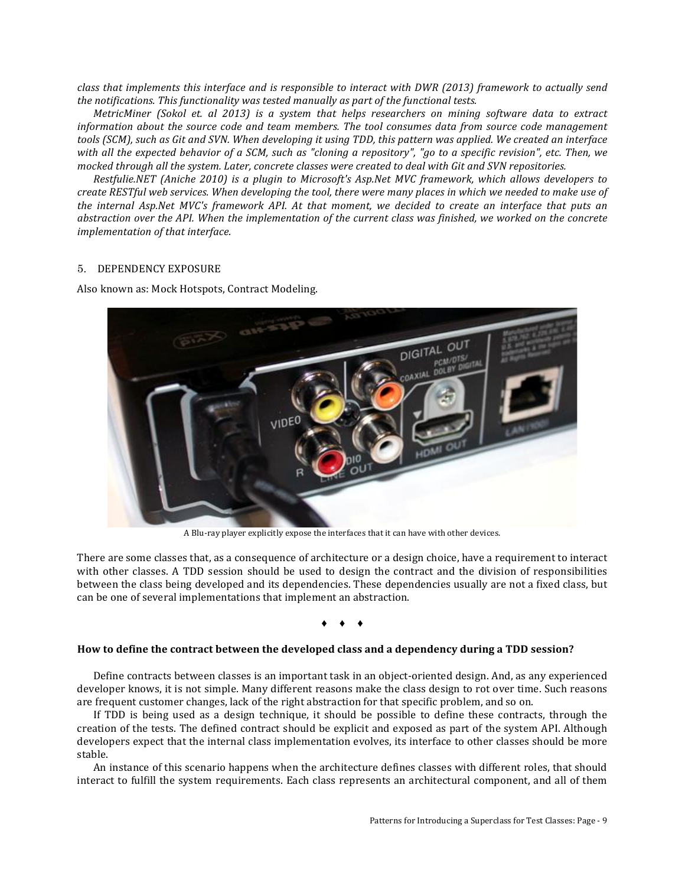*class that implements this interface and is responsible to interact with DWR (2013) framework to actually send the notifications. This functionality was tested manually as part of the functional tests.*

*MetricMiner (Sokol et. al 2013) is a system that helps researchers on mining software data to extract information about the source code and team members. The tool consumes data from source code management tools (SCM), such as Git and SVN. When developing it using TDD, this pattern was applied. We created an interface with all the expected behavior of a SCM, such as "cloning a repository", "go to a specific revision", etc. Then, we mocked through all the system. Later, concrete classes were created to deal with Git and SVN repositories.*

*Restfulie.NET (Aniche 2010) is a plugin to Microsoft's Asp.Net MVC framework, which allows developers to create RESTful web services. When developing the tool, there were many places in which we needed to make use of the internal Asp.Net MVC's framework API. At that moment, we decided to create an interface that puts an abstraction over the API. When the implementation of the current class was finished, we worked on the concrete implementation of that interface.*

## 5. DEPENDENCY EXPOSURE

Also known as: Mock Hotspots, Contract Modeling.

A Blu-ray player explicitly expose the interfaces that it can have with other devices.

There are some classes that, as a consequence of architecture or a design choice, have a requirement to interact with other classes. A TDD session should be used to design the contract and the division of responsibilities between the class being developed and its dependencies. These dependencies usually are not a fixed class, but can be one of several implementations that implement an abstraction.

♦ ♦ ♦

**How to define the contract between the developed class and a dependency during a TDD session?**

Define contracts between classes is an important task in an object-oriented design. And, as any experienced developer knows, it is not simple. Many different reasons make the class design to rot over time. Such reasons are frequent customer changes, lack of the right abstraction for that specific problem, and so on.

If TDD is being used as a design technique, it should be possible to define these contracts, through the creation of the tests. The defined contract should be explicit and exposed as part of the system API. Although developers expect that the internal class implementation evolves, its interface to other classes should be more stable.

An instance of this scenario happens when the architecture defines classes with different roles, that should interact to fulfill the system requirements. Each class represents an architectural component, and all of them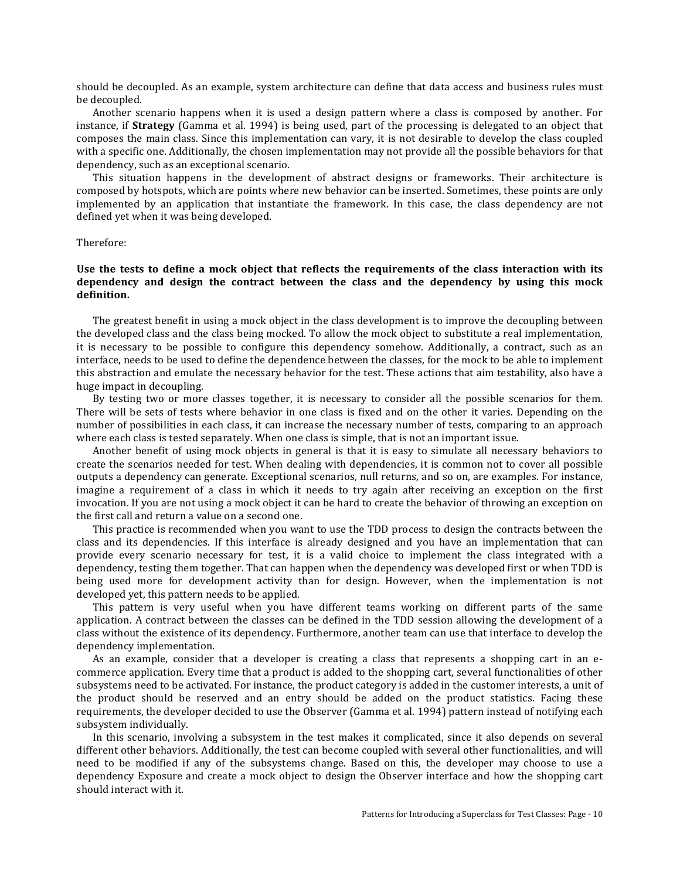should be decoupled. As an example, system architecture can define that data access and business rules must be decoupled.

Another scenario happens when it is used a design pattern where a class is composed by another. For instance, if **Strategy** (Gamma et al. 1994) is being used, part of the processing is delegated to an object that composes the main class. Since this implementation can vary, it is not desirable to develop the class coupled with a specific one. Additionally, the chosen implementation may not provide all the possible behaviors for that dependency, such as an exceptional scenario.

This situation happens in the development of abstract designs or frameworks. Their architecture is composed by hotspots, which are points where new behavior can be inserted. Sometimes, these points are only implemented by an application that instantiate the framework. In this case, the class dependency are not defined yet when it was being developed.

Therefore:

**Use the tests to define a mock object that reflects the requirements of the class interaction with its dependency and design the contract between the class and the dependency by using this mock definition.**

The greatest benefit in using a mock object in the class development is to improve the decoupling between the developed class and the class being mocked. To allow the mock object to substitute a real implementation, it is necessary to be possible to configure this dependency somehow. Additionally, a contract, such as an interface, needs to be used to define the dependence between the classes, for the mock to be able to implement this abstraction and emulate the necessary behavior for the test. These actions that aim testability, also have a huge impact in decoupling.

By testing two or more classes together, it is necessary to consider all the possible scenarios for them. There will be sets of tests where behavior in one class is fixed and on the other it varies. Depending on the number of possibilities in each class, it can increase the necessary number of tests, comparing to an approach where each class is tested separately. When one class is simple, that is not an important issue.

Another benefit of using mock objects in general is that it is easy to simulate all necessary behaviors to create the scenarios needed for test. When dealing with dependencies, it is common not to cover all possible outputs a dependency can generate. Exceptional scenarios, null returns, and so on, are examples. For instance, imagine a requirement of a class in which it needs to try again after receiving an exception on the first invocation. If you are not using a mock object it can be hard to create the behavior of throwing an exception on the first call and return a value on a second one.

This practice is recommended when you want to use the TDD process to design the contracts between the class and its dependencies. If this interface is already designed and you have an implementation that can provide every scenario necessary for test, it is a valid choice to implement the class integrated with a dependency, testing them together. That can happen when the dependency was developed first or when TDD is being used more for development activity than for design. However, when the implementation is not developed yet, this pattern needs to be applied.

This pattern is very useful when you have different teams working on different parts of the same application. A contract between the classes can be defined in the TDD session allowing the development of a class without the existence of its dependency. Furthermore, another team can use that interface to develop the dependency implementation.

As an example, consider that a developer is creating a class that represents a shopping cart in an e-commerce application. Every time that a product is added to the shopping cart, several functionalities of other subsystems need to be activated. For instance, the product category is added in the customer interests, a unit of the product should be reserved and an entry should be added on the product statistics. Facing these requirements, the developer decided to use the Observer (Gamma et al. 1994) pattern instead of notifying each subsystem individually.

In this scenario, involving a subsystem in the test makes it complicated, since it also depends on several different other behaviors. Additionally, the test can become coupled with several other functionalities, and will need to be modified if any of the subsystems change. Based on this, the developer may choose to use a dependency Exposure and create a mock object to design the Observer interface and how the shopping cart should interact with it.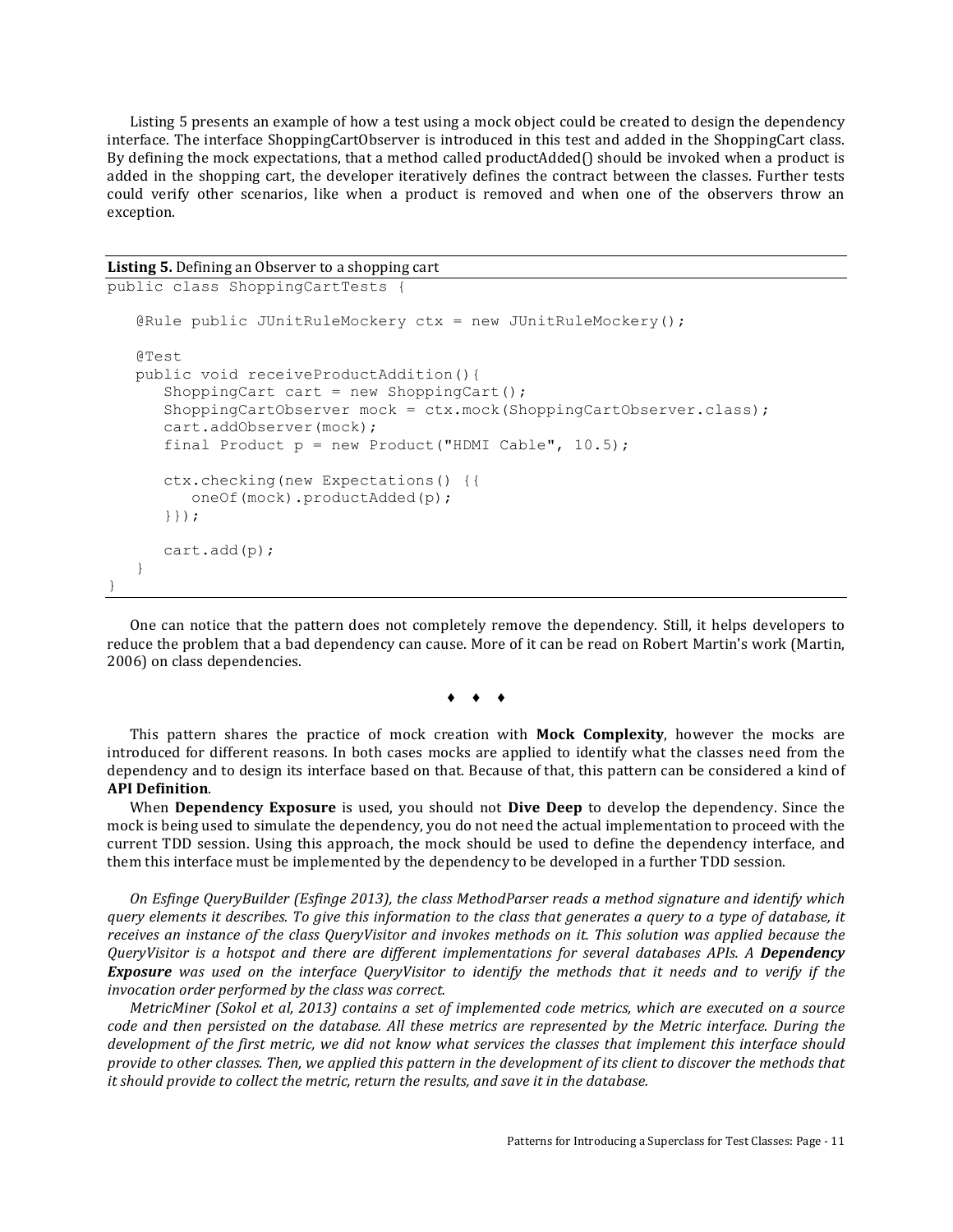Listing 5 presents an example of how a test using a mock object could be created to design the dependency interface. The interface ShoppingCartObserver is introduced in this test and added in the ShoppingCart class. By defining the mock expectations, that a method called productAdded() should be invoked when a product is added in the shopping cart, the developer iteratively defines the contract between the classes. Further tests could verify other scenarios, like when a product is removed and when one of the observers throw an exception.

**Listing 5.** Defining an Observer to a shopping cart

```
public class ShoppingCartTests {

   @Rule public JUnitRuleMockery ctx = new JUnitRuleMockery();

   @Test
   public void receiveProductAddition(){
      ShoppingCart cart = new ShoppingCart();
      ShoppingCartObserver mock = ctx.mock(ShoppingCartObserver.class);
      cart.addObserver(mock);
      final Product p = new Product("HDMI Cable", 10.5);

      ctx.checking(new Expectations() {{
         oneOf(mock).productAdded(p);
      }});

      cart.add(p);
   }
}
```

One can notice that the pattern does not completely remove the dependency. Still, it helps developers to reduce the problem that a bad dependency can cause. More of it can be read on Robert Martin's work (Martin, 2006) on class dependencies.

♦ ♦ ♦

This pattern shares the practice of mock creation with **Mock Complexity**, however the mocks are introduced for different reasons. In both cases mocks are applied to identify what the classes need from the dependency and to design its interface based on that. Because of that, this pattern can be considered a kind of **API Definition**.

When **Dependency Exposure** is used, you should not **Dive Deep** to develop the dependency. Since the mock is being used to simulate the dependency, you do not need the actual implementation to proceed with the current TDD session. Using this approach, the mock should be used to define the dependency interface, and them this interface must be implemented by the dependency to be developed in a further TDD session.

*On Esfinge QueryBuilder (Esfinge 2013), the class MethodParser reads a method signature and identify which query elements it describes. To give this information to the class that generates a query to a type of database, it receives an instance of the class QueryVisitor and invokes methods on it. This solution was applied because the QueryVisitor is a hotspot and there are different implementations for several databases APIs. A* ***Dependency Exposure*** *was used on the interface QueryVisitor to identify the methods that it needs and to verify if the invocation order performed by the class was correct.*

*MetricMiner (Sokol et al, 2013) contains a set of implemented code metrics, which are executed on a source code and then persisted on the database. All these metrics are represented by the Metric interface. During the development of the first metric, we did not know what services the classes that implement this interface should provide to other classes. Then, we applied this pattern in the development of its client to discover the methods that it should provide to collect the metric, return the results, and save it in the database.*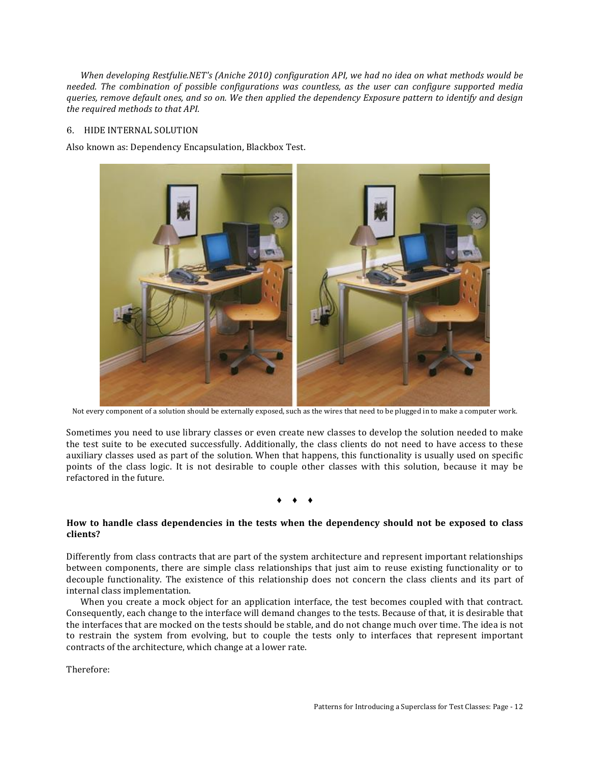*When developing Restfulie.NET's (Aniche 2010) configuration API, we had no idea on what methods would be needed. The combination of possible configurations was countless, as the user can configure supported media queries, remove default ones, and so on. We then applied the dependency Exposure pattern to identify and design the required methods to that API.*

## 6. HIDE INTERNAL SOLUTION

Also known as: Dependency Encapsulation, Blackbox Test.

Not every component of a solution should be externally exposed, such as the wires that need to be plugged in to make a computer work.

Sometimes you need to use library classes or even create new classes to develop the solution needed to make the test suite to be executed successfully. Additionally, the class clients do not need to have access to these auxiliary classes used as part of the solution. When that happens, this functionality is usually used on specific points of the class logic. It is not desirable to couple other classes with this solution, because it may be refactored in the future.

♦ ♦ ♦

**How to handle class dependencies in the tests when the dependency should not be exposed to class clients?**

Differently from class contracts that are part of the system architecture and represent important relationships between components, there are simple class relationships that just aim to reuse existing functionality or to decouple functionality. The existence of this relationship does not concern the class clients and its part of internal class implementation.

When you create a mock object for an application interface, the test becomes coupled with that contract. Consequently, each change to the interface will demand changes to the tests. Because of that, it is desirable that the interfaces that are mocked on the tests should be stable, and do not change much over time. The idea is not to restrain the system from evolving, but to couple the tests only to interfaces that represent important contracts of the architecture, which change at a lower rate.

Therefore: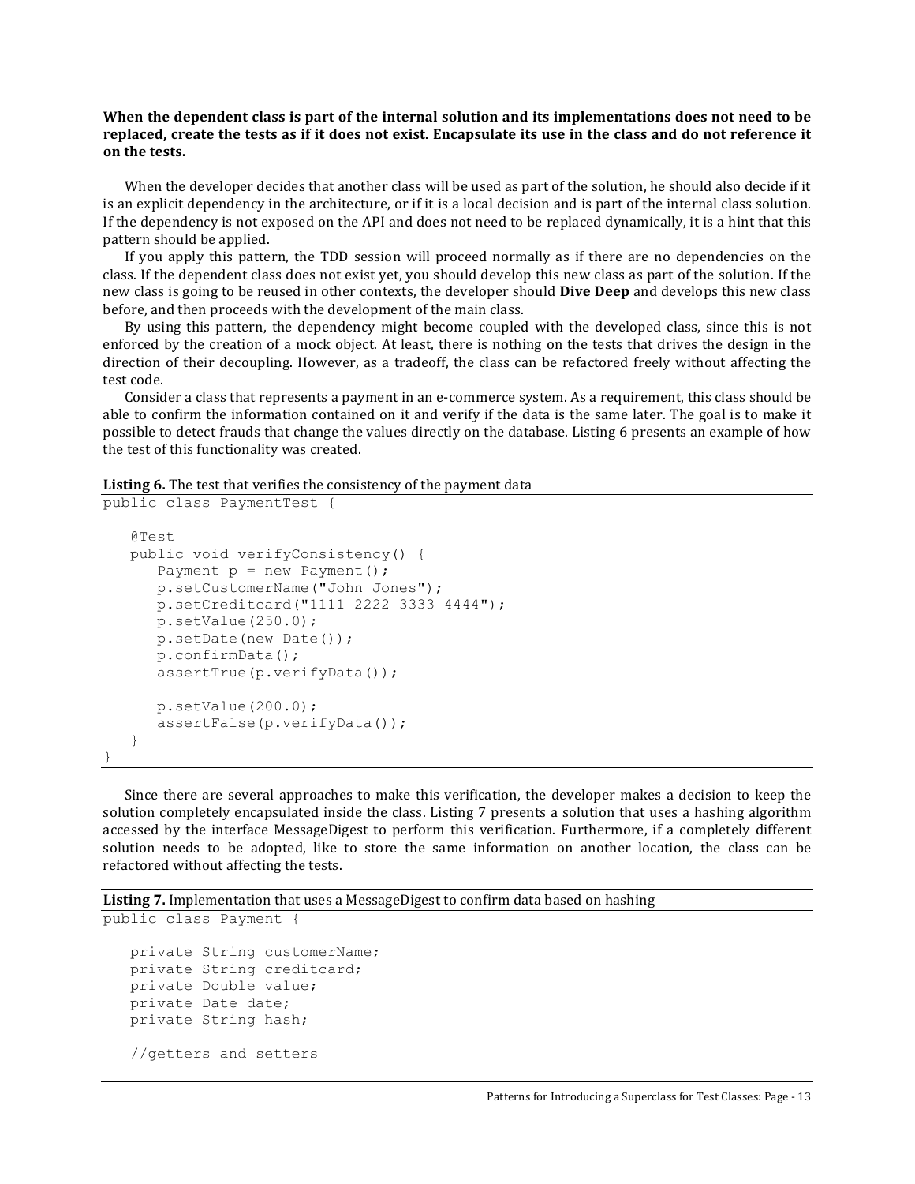**When the dependent class is part of the internal solution and its implementations does not need to be replaced, create the tests as if it does not exist. Encapsulate its use in the class and do not reference it on the tests.**

When the developer decides that another class will be used as part of the solution, he should also decide if it is an explicit dependency in the architecture, or if it is a local decision and is part of the internal class solution. If the dependency is not exposed on the API and does not need to be replaced dynamically, it is a hint that this pattern should be applied.

If you apply this pattern, the TDD session will proceed normally as if there are no dependencies on the class. If the dependent class does not exist yet, you should develop this new class as part of the solution. If the new class is going to be reused in other contexts, the developer should **Dive Deep** and develops this new class before, and then proceeds with the development of the main class.

By using this pattern, the dependency might become coupled with the developed class, since this is not enforced by the creation of a mock object. At least, there is nothing on the tests that drives the design in the direction of their decoupling. However, as a tradeoff, the class can be refactored freely without affecting the test code.

Consider a class that represents a payment in an e-commerce system. As a requirement, this class should be able to confirm the information contained on it and verify if the data is the same later. The goal is to make it possible to detect frauds that change the values directly on the database. Listing 6 presents an example of how the test of this functionality was created.

**Listing 6.** The test that verifies the consistency of the payment data

```
public class PaymentTest {

    @Test
    public void verifyConsistency() {
        Payment p = new Payment();
        p.setCustomerName("John Jones");
        p.setCreditcard("1111 2222 3333 4444");
        p.setValue(250.0);
        p.setDate(new Date());
        p.confirmData();
        assertTrue(p.verifyData());

        p.setValue(200.0);
        assertFalse(p.verifyData());
    }
}
```

Since there are several approaches to make this verification, the developer makes a decision to keep the solution completely encapsulated inside the class. Listing 7 presents a solution that uses a hashing algorithm accessed by the interface MessageDigest to perform this verification. Furthermore, if a completely different solution needs to be adopted, like to store the same information on another location, the class can be refactored without affecting the tests.

**Listing 7.** Implementation that uses a MessageDigest to confirm data based on hashing

```
public class Payment {

    private String customerName;
    private String creditcard;
    private Double value;
    private Date date;
    private String hash;

    //getters and setters
```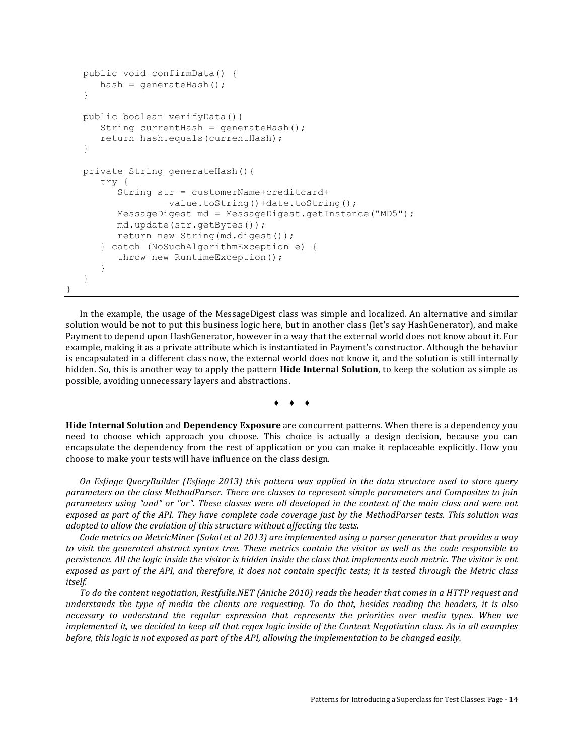```java
    public void confirmData() {
        hash = generateHash();
    }

    public boolean verifyData(){
        String currentHash = generateHash();
        return hash.equals(currentHash);
    }

    private String generateHash(){
        try {
            String str = customerName+creditcard+
                    value.toString()+date.toString();
            MessageDigest md = MessageDigest.getInstance("MD5");
            md.update(str.getBytes());
            return new String(md.digest());
        } catch (NoSuchAlgorithmException e) {
            throw new RuntimeException();
        }
    }
}
```

In the example, the usage of the MessageDigest class was simple and localized. An alternative and similar solution would be not to put this business logic here, but in another class (let's say HashGenerator), and make Payment to depend upon HashGenerator, however in a way that the external world does not know about it. For example, making it as a private attribute which is instantiated in Payment's constructor. Although the behavior is encapsulated in a different class now, the external world does not know it, and the solution is still internally hidden. So, this is another way to apply the pattern **Hide Internal Solution**, to keep the solution as simple as possible, avoiding unnecessary layers and abstractions.

♦ ♦ ♦

**Hide Internal Solution** and **Dependency Exposure** are concurrent patterns. When there is a dependency you need to choose which approach you choose. This choice is actually a design decision, because you can encapsulate the dependency from the rest of application or you can make it replaceable explicitly. How you choose to make your tests will have influence on the class design.

*On Esfinge QueryBuilder (Esfinge 2013) this pattern was applied in the data structure used to store query parameters on the class MethodParser. There are classes to represent simple parameters and Composites to join parameters using "and" or "or". These classes were all developed in the context of the main class and were not exposed as part of the API. They have complete code coverage just by the MethodParser tests. This solution was adopted to allow the evolution of this structure without affecting the tests.*

*Code metrics on MetricMiner (Sokol et al 2013) are implemented using a parser generator that provides a way to visit the generated abstract syntax tree. These metrics contain the visitor as well as the code responsible to persistence. All the logic inside the visitor is hidden inside the class that implements each metric. The visitor is not exposed as part of the API, and therefore, it does not contain specific tests; it is tested through the Metric class itself.*

*To do the content negotiation, Restfulie.NET (Aniche 2010) reads the header that comes in a HTTP request and understands the type of media the clients are requesting. To do that, besides reading the headers, it is also necessary to understand the regular expression that represents the priorities over media types. When we implemented it, we decided to keep all that regex logic inside of the Content Negotiation class. As in all examples before, this logic is not exposed as part of the API, allowing the implementation to be changed easily.*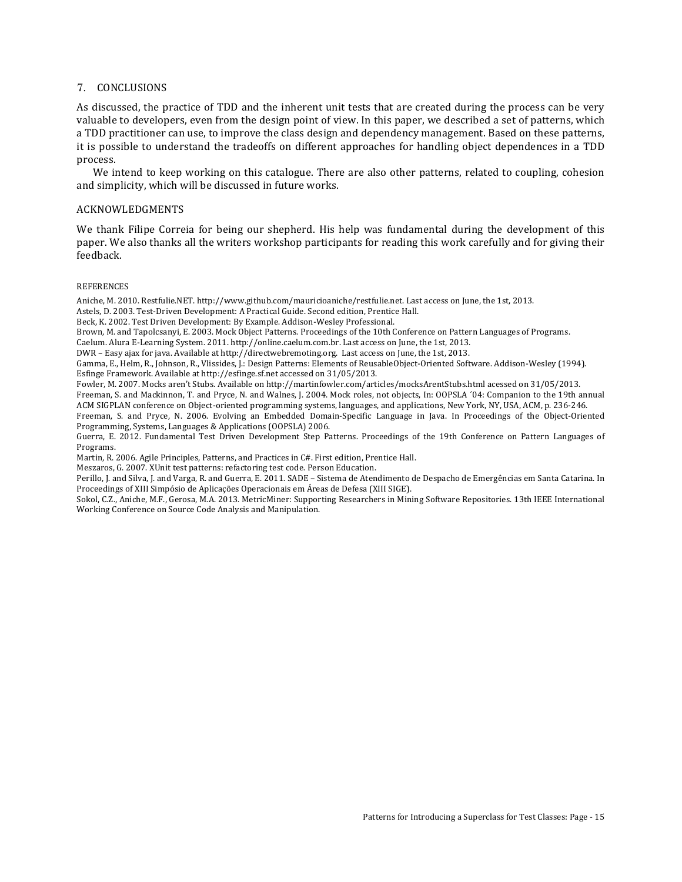## 7. CONCLUSIONS

As discussed, the practice of TDD and the inherent unit tests that are created during the process can be very valuable to developers, even from the design point of view. In this paper, we described a set of patterns, which a TDD practitioner can use, to improve the class design and dependency management. Based on these patterns, it is possible to understand the tradeoffs on different approaches for handling object dependences in a TDD process.

We intend to keep working on this catalogue. There are also other patterns, related to coupling, cohesion and simplicity, which will be discussed in future works.

## ACKNOWLEDGMENTS

We thank Filipe Correia for being our shepherd. His help was fundamental during the development of this paper. We also thanks all the writers workshop participants for reading this work carefully and for giving their feedback.

### REFERENCES

Aniche, M. 2010. Restfulie.NET. http://www.github.com/mauricioaniche/restfulie.net. Last access on June, the 1st, 2013.

Astels, D. 2003. Test-Driven Development: A Practical Guide. Second edition, Prentice Hall.

Beck, K. 2002. Test Driven Development: By Example. Addison-Wesley Professional.

Brown, M. and Tapolcsanyi, E. 2003. Mock Object Patterns. Proceedings of the 10th Conference on Pattern Languages of Programs.

Caelum. Alura E-Learning System. 2011. http://online.caelum.com.br. Last access on June, the 1st, 2013.

DWR – Easy ajax for java. Available at http://directwebremoting.org. Last access on June, the 1st, 2013.

Gamma, E., Helm, R., Johnson, R., Vlissides, J.: Design Patterns: Elements of ReusableObject-Oriented Software. Addison-Wesley (1994).

Esfinge Framework. Available at http://esfinge.sf.net accessed on 31/05/2013.

Fowler, M. 2007. Mocks aren't Stubs. Available on http://martinfowler.com/articles/mocksArentStubs.html acessed on 31/05/2013.

Freeman, S. and Mackinnon, T. and Pryce, N. and Walnes, J. 2004. Mock roles, not objects, In: OOPSLA ´04: Companion to the 19th annual ACM SIGPLAN conference on Object-oriented programming systems, languages, and applications, New York, NY, USA, ACM, p. 236-246.

Freeman, S. and Pryce, N. 2006. Evolving an Embedded Domain-Specific Language in Java. In Proceedings of the Object-Oriented Programming, Systems, Languages & Applications (OOPSLA) 2006.

Guerra, E. 2012. Fundamental Test Driven Development Step Patterns. Proceedings of the 19th Conference on Pattern Languages of Programs.

Martin, R. 2006. Agile Principles, Patterns, and Practices in C#. First edition, Prentice Hall.

Meszaros, G. 2007. XUnit test patterns: refactoring test code. Person Education.

Perillo, J. and Silva, J. and Varga, R. and Guerra, E. 2011. SADE – Sistema de Atendimento de Despacho de Emergências em Santa Catarina. In Proceedings of XIII Simpósio de Aplicações Operacionais em Áreas de Defesa (XIII SIGE).

Sokol, C.Z., Aniche, M.F., Gerosa, M.A. 2013. MetricMiner: Supporting Researchers in Mining Software Repositories. 13th IEEE International Working Conference on Source Code Analysis and Manipulation.